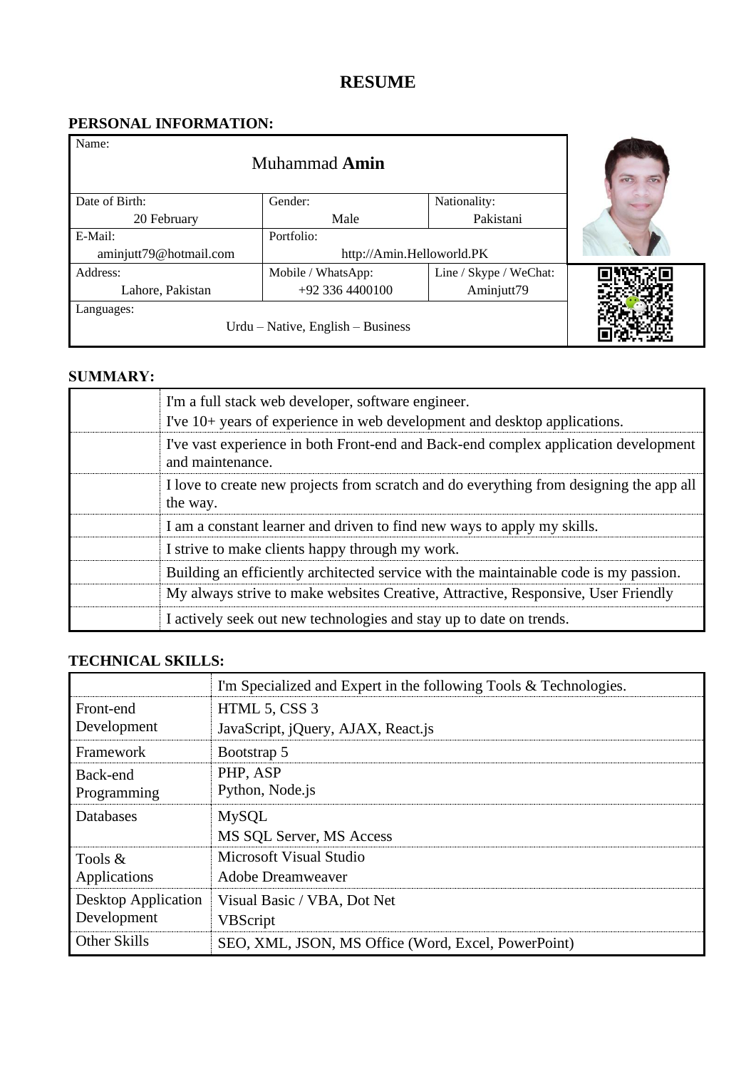# RESUME

## PERSONAL INFORMATION:

| Name: | | |
|---|---|---|
| Muhammad **Amin** | | |
| Date of Birth: 20 February | Gender: Male | Nationality: Pakistani |
| E-Mail: aminjutt79@hotmail.com | Portfolio: http://Amin.Helloworld.PK | |
| Address: Lahore, Pakistan | Mobile / WhatsApp: +92 336 4400100 | Line / Skype / WeChat: Aminjutt79 |
| Languages: Urdu – Native, English – Business | | |

## SUMMARY:

| | |
|---|---|
| | I'm a full stack web developer, software engineer.<br>I've 10+ years of experience in web development and desktop applications. |
| | I've vast experience in both Front-end and Back-end complex application development and maintenance. |
| | I love to create new projects from scratch and do everything from designing the app all the way. |
| | I am a constant learner and driven to find new ways to apply my skills. |
| | I strive to make clients happy through my work. |
| | Building an efficiently architected service with the maintainable code is my passion. |
| | My always strive to make websites Creative, Attractive, Responsive, User Friendly |
| | I actively seek out new technologies and stay up to date on trends. |

## TECHNICAL SKILLS:

| | I'm Specialized and Expert in the following Tools & Technologies. |
|---|---|
| Front-end Development | HTML 5, CSS 3<br>JavaScript, jQuery, AJAX, React.js |
| Framework | Bootstrap 5 |
| Back-end Programming | PHP, ASP<br>Python, Node.js |
| Databases | MySQL<br>MS SQL Server, MS Access |
| Tools & Applications | Microsoft Visual Studio<br>Adobe Dreamweaver |
| Desktop Application Development | Visual Basic / VBA, Dot Net<br>VBScript |
| Other Skills | SEO, XML, JSON, MS Office (Word, Excel, PowerPoint) |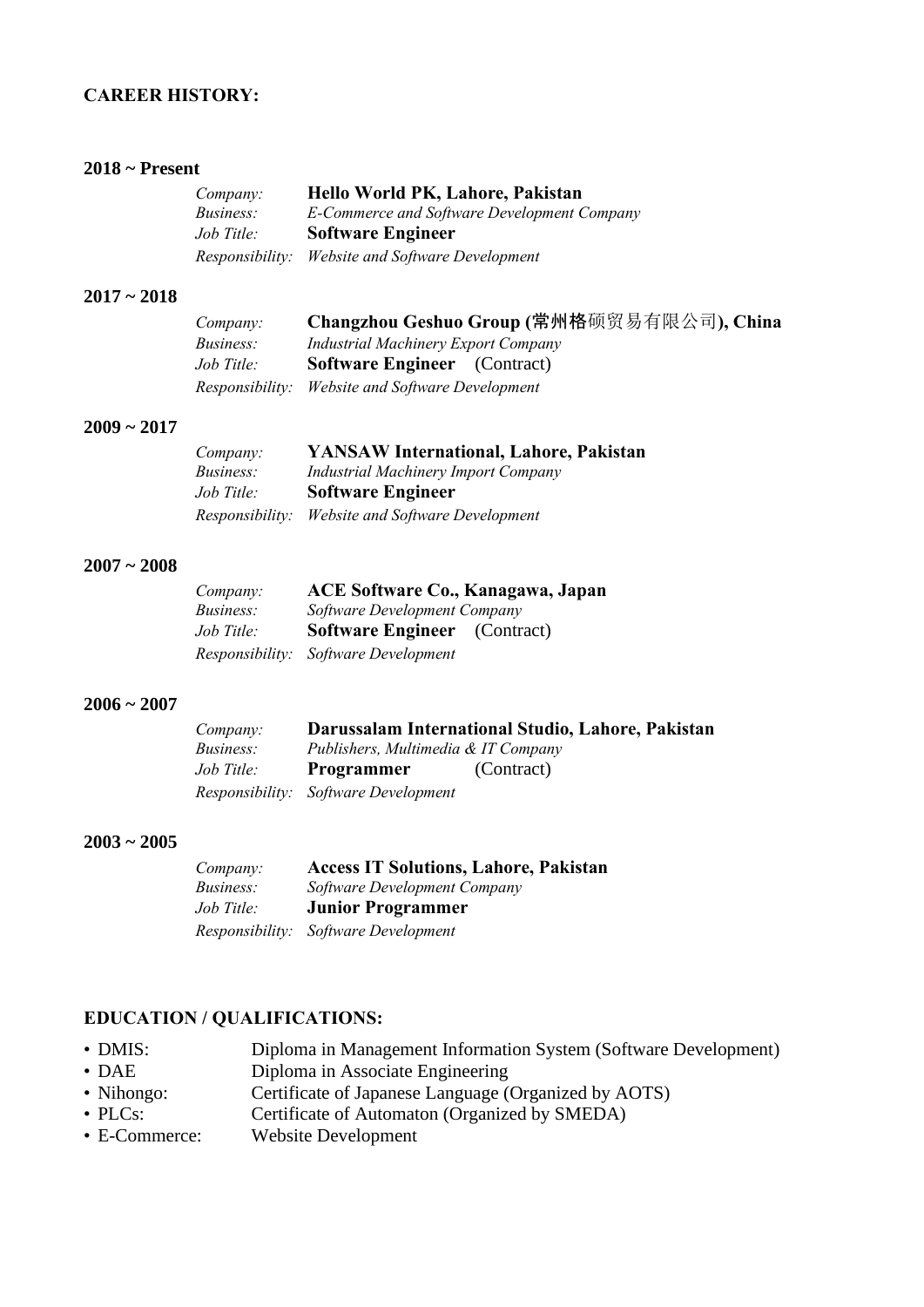## CAREER HISTORY:

### 2018 ~ Present

*Company:* **Hello World PK, Lahore, Pakistan**
*Business:* *E-Commerce and Software Development Company*
*Job Title:* **Software Engineer**
*Responsibility:* *Website and Software Development*

### 2017 ~ 2018

*Company:* **Changzhou Geshuo Group (常州格硕贸易有限公司), China**
*Business:* *Industrial Machinery Export Company*
*Job Title:* **Software Engineer** (Contract)
*Responsibility:* *Website and Software Development*

### 2009 ~ 2017

*Company:* **YANSAW International, Lahore, Pakistan**
*Business:* *Industrial Machinery Import Company*
*Job Title:* **Software Engineer**
*Responsibility:* *Website and Software Development*

### 2007 ~ 2008

*Company:* **ACE Software Co., Kanagawa, Japan**
*Business:* *Software Development Company*
*Job Title:* **Software Engineer** (Contract)
*Responsibility:* *Software Development*

### 2006 ~ 2007

*Company:* **Darussalam International Studio, Lahore, Pakistan**
*Business:* *Publishers, Multimedia & IT Company*
*Job Title:* **Programmer** (Contract)
*Responsibility:* *Software Development*

### 2003 ~ 2005

*Company:* **Access IT Solutions, Lahore, Pakistan**
*Business:* *Software Development Company*
*Job Title:* **Junior Programmer**
*Responsibility:* *Software Development*

## EDUCATION / QUALIFICATIONS:

- DMIS: Diploma in Management Information System (Software Development)
- DAE Diploma in Associate Engineering
- Nihongo: Certificate of Japanese Language (Organized by AOTS)
- PLCs: Certificate of Automaton (Organized by SMEDA)
- E-Commerce: Website Development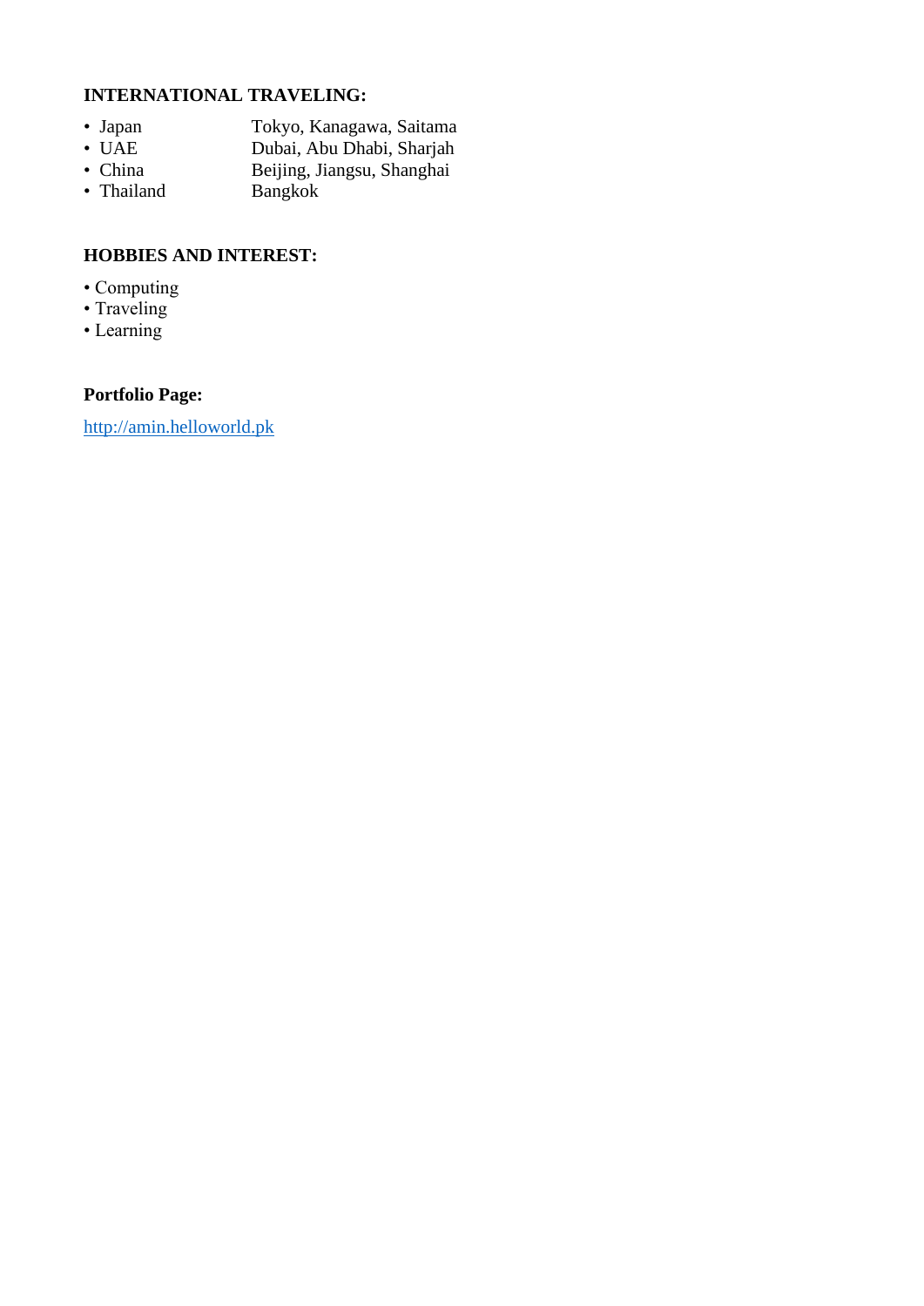### INTERNATIONAL TRAVELING:

| | |
|---|---|
| • Japan | Tokyo, Kanagawa, Saitama |
| • UAE | Dubai, Abu Dhabi, Sharjah |
| • China | Beijing, Jiangsu, Shanghai |
| • Thailand | Bangkok |

### HOBBIES AND INTEREST:

- Computing
- Traveling
- Learning

### Portfolio Page:

[http://amin.helloworld.pk](http://amin.helloworld.pk)